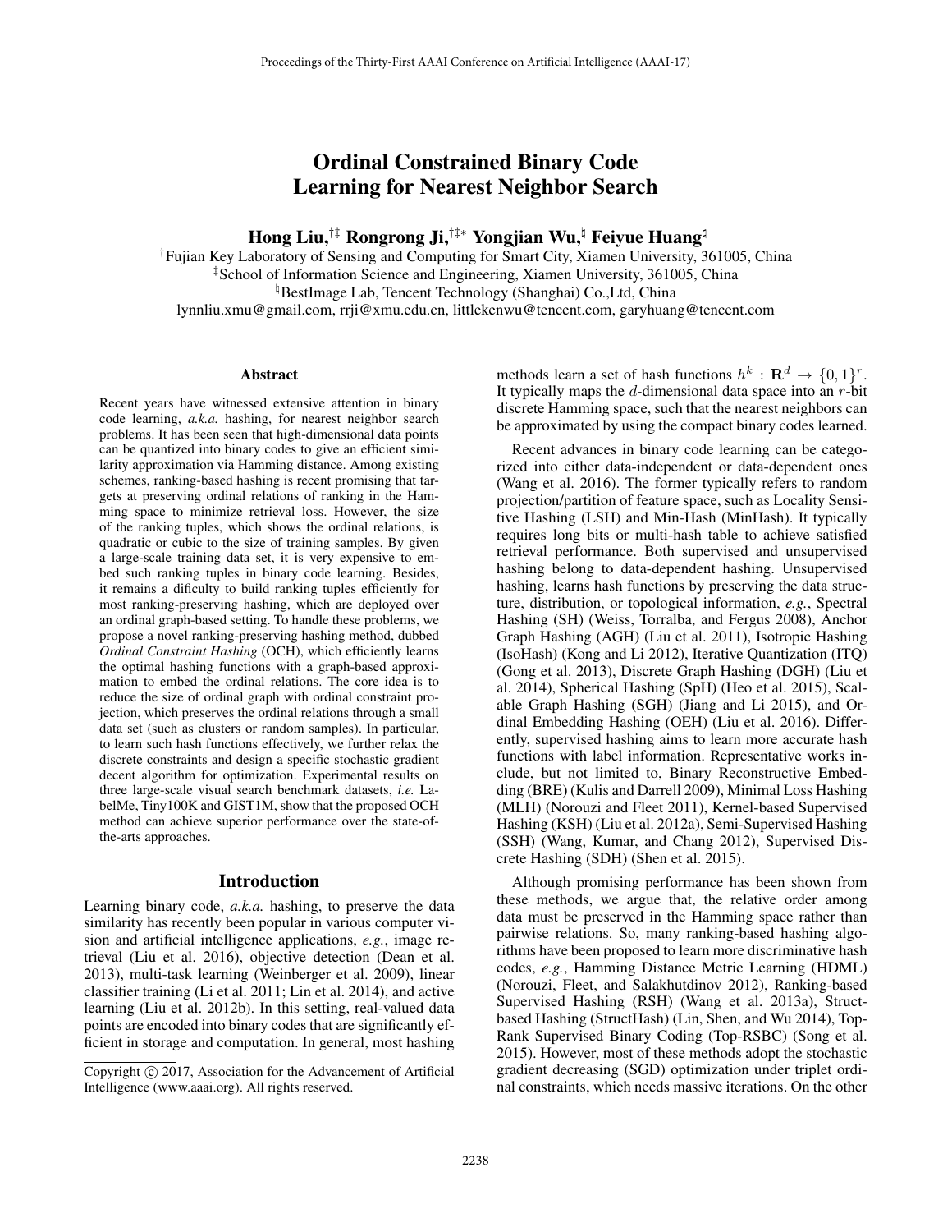# Ordinal Constrained Binary Code Learning for Nearest Neighbor Search

**Hong Liu,[†‡] Rongrong Ji,[†‡*] Yongjian Wu,[♮] Feiyue Huang[♮]**

[†]Fujian Key Laboratory of Sensing and Computing for Smart City, Xiamen University, 361005, China
[‡]School of Information Science and Engineering, Xiamen University, 361005, China
[♮]BestImage Lab, Tencent Technology (Shanghai) Co.,Ltd, China
lynnliu.xmu@gmail.com, rrji@xmu.edu.cn, littlekenwu@tencent.com, garyhuang@tencent.com

## Abstract

Recent years have witnessed extensive attention in binary code learning, *a.k.a.* hashing, for nearest neighbor search problems. It has been seen that high-dimensional data points can be quantized into binary codes to give an efficient similarity approximation via Hamming distance. Among existing schemes, ranking-based hashing is recent promising that targets at preserving ordinal relations of ranking in the Hamming space to minimize retrieval loss. However, the size of the ranking tuples, which shows the ordinal relations, is quadratic or cubic to the size of training samples. By given a large-scale training data set, it is very expensive to embed such ranking tuples in binary code learning. Besides, it remains a dificulty to build ranking tuples efficiently for most ranking-preserving hashing, which are deployed over an ordinal graph-based setting. To handle these problems, we propose a novel ranking-preserving hashing method, dubbed *Ordinal Constraint Hashing* (OCH), which efficiently learns the optimal hashing functions with a graph-based approximation to embed the ordinal relations. The core idea is to reduce the size of ordinal graph with ordinal constraint projection, which preserves the ordinal relations through a small data set (such as clusters or random samples). In particular, to learn such hash functions effectively, we further relax the discrete constraints and design a specific stochastic gradient decent algorithm for optimization. Experimental results on three large-scale visual search benchmark datasets, *i.e.* LabelMe, Tiny100K and GIST1M, show that the proposed OCH method can achieve superior performance over the state-of-the-arts approaches.

## Introduction

Learning binary code, *a.k.a.* hashing, to preserve the data similarity has recently been popular in various computer vision and artificial intelligence applications, *e.g.*, image retrieval (Liu et al. 2016), objective detection (Dean et al. 2013), multi-task learning (Weinberger et al. 2009), linear classifier training (Li et al. 2011; Lin et al. 2014), and active learning (Liu et al. 2012b). In this setting, real-valued data points are encoded into binary codes that are significantly efficient in storage and computation. In general, most hashing methods learn a set of hash functions $h^k : \mathbf{R}^d \rightarrow \{0, 1\}^r$. It typically maps the $d$-dimensional data space into an $r$-bit discrete Hamming space, such that the nearest neighbors can be approximated by using the compact binary codes learned.

Recent advances in binary code learning can be categorized into either data-independent or data-dependent ones (Wang et al. 2016). The former typically refers to random projection/partition of feature space, such as Locality Sensitive Hashing (LSH) and Min-Hash (MinHash). It typically requires long bits or multi-hash table to achieve satisfied retrieval performance. Both supervised and unsupervised hashing belong to data-dependent hashing. Unsupervised hashing, learns hash functions by preserving the data structure, distribution, or topological information, *e.g.*, Spectral Hashing (SH) (Weiss, Torralba, and Fergus 2008), Anchor Graph Hashing (AGH) (Liu et al. 2011), Isotropic Hashing (IsoHash) (Kong and Li 2012), Iterative Quantization (ITQ) (Gong et al. 2013), Discrete Graph Hashing (DGH) (Liu et al. 2014), Spherical Hashing (SpH) (Heo et al. 2015), Scalable Graph Hashing (SGH) (Jiang and Li 2015), and Ordinal Embedding Hashing (OEH) (Liu et al. 2016). Differently, supervised hashing aims to learn more accurate hash functions with label information. Representative works include, but not limited to, Binary Reconstructive Embedding (BRE) (Kulis and Darrell 2009), Minimal Loss Hashing (MLH) (Norouzi and Fleet 2011), Kernel-based Supervised Hashing (KSH) (Liu et al. 2012a), Semi-Supervised Hashing (SSH) (Wang, Kumar, and Chang 2012), Supervised Discrete Hashing (SDH) (Shen et al. 2015).

Although promising performance has been shown from these methods, we argue that, the relative order among data must be preserved in the Hamming space rather than pairwise relations. So, many ranking-based hashing algorithms have been proposed to learn more discriminative hash codes, *e.g.*, Hamming Distance Metric Learning (HDML) (Norouzi, Fleet, and Salakhutdinov 2012), Ranking-based Supervised Hashing (RSH) (Wang et al. 2013a), Struct-based Hashing (StructHash) (Lin, Shen, and Wu 2014), Top-Rank Supervised Binary Coding (Top-RSBC) (Song et al. 2015). However, most of these methods adopt the stochastic gradient decreasing (SGD) optimization under triplet ordinal constraints, which needs massive iterations. On the other

Copyright © 2017, Association for the Advancement of Artificial Intelligence (www.aaai.org). All rights reserved.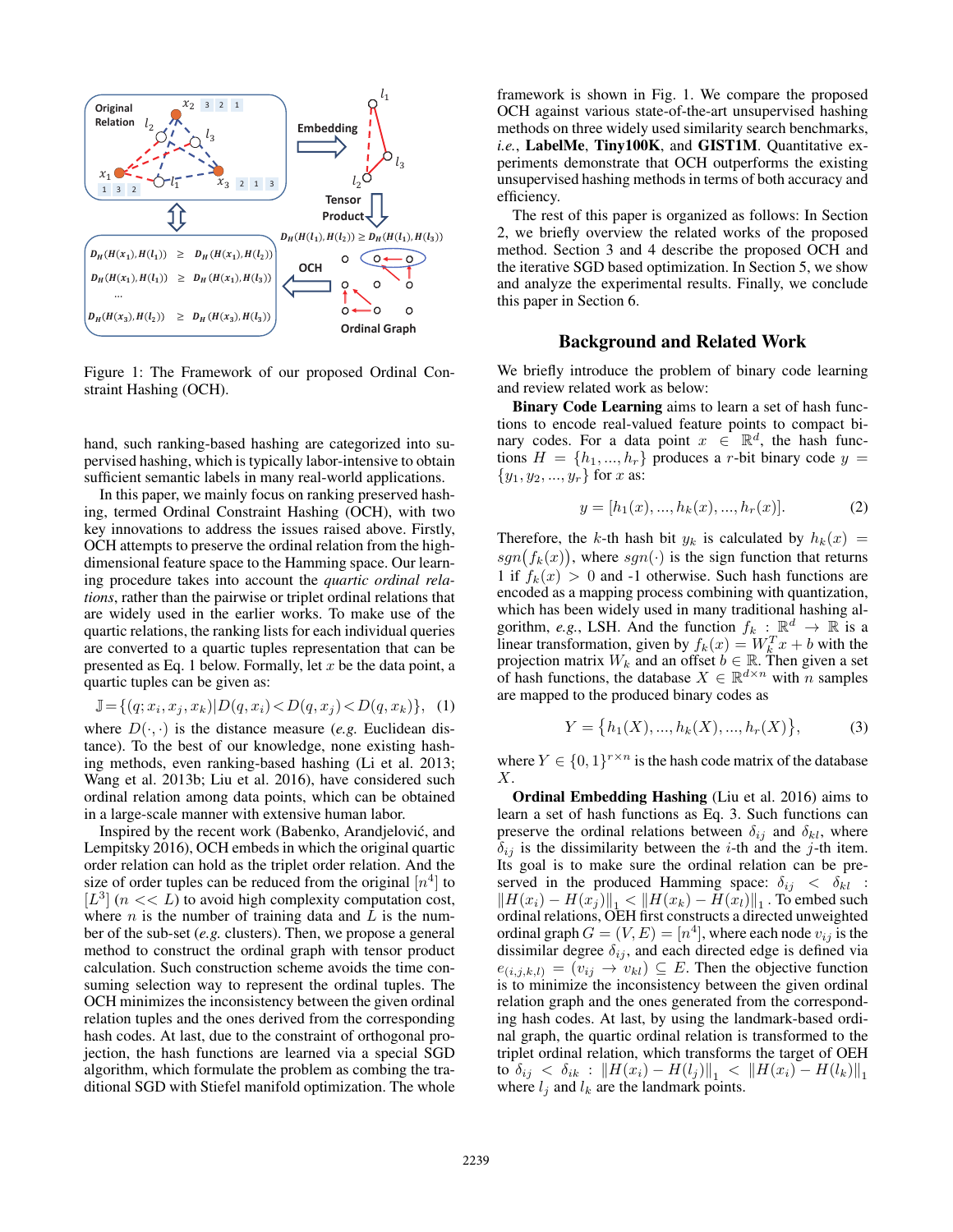Figure 1: The Framework of our proposed Ordinal Constraint Hashing (OCH).

hand, such ranking-based hashing are categorized into supervised hashing, which is typically labor-intensive to obtain sufficient semantic labels in many real-world applications.

In this paper, we mainly focus on ranking preserved hashing, termed Ordinal Constraint Hashing (OCH), with two key innovations to address the issues raised above. Firstly, OCH attempts to preserve the ordinal relation from the high-dimensional feature space to the Hamming space. Our learning procedure takes into account the *quartic ordinal relations*, rather than the pairwise or triplet ordinal relations that are widely used in the earlier works. To make use of the quartic relations, the ranking lists for each individual queries are converted to a quartic tuples representation that can be presented as Eq. 1 below. Formally, let $x$ be the data point, a quartic tuples can be given as:

$$\mathbb{J}=\{(q;x_i,x_j,x_k)|D(q,x_i)<D(q,x_j)<D(q,x_k)\},\quad(1)$$

where $D(\cdot,\cdot)$ is the distance measure (*e.g.* Euclidean distance). To the best of our knowledge, none existing hashing methods, even ranking-based hashing (Li et al. 2013; Wang et al. 2013b; Liu et al. 2016), have considered such ordinal relation among data points, which can be obtained in a large-scale manner with extensive human labor.

Inspired by the recent work (Babenko, Arandjelović, and Lempitsky 2016), OCH embeds in which the original quartic order relation can hold as the triplet order relation. And the size of order tuples can be reduced from the original $[n^4]$ to $[L^3]$ ($n << L$) to avoid high complexity computation cost, where $n$ is the number of training data and $L$ is the number of the sub-set (*e.g.* clusters). Then, we propose a general method to construct the ordinal graph with tensor product calculation. Such construction scheme avoids the time consuming selection way to represent the ordinal tuples. The OCH minimizes the inconsistency between the given ordinal relation tuples and the ones derived from the corresponding hash codes. At last, due to the constraint of orthogonal projection, the hash functions are learned via a special SGD algorithm, which formulate the problem as combing the traditional SGD with Stiefel manifold optimization. The whole framework is shown in Fig. 1. We compare the proposed OCH against various state-of-the-art unsupervised hashing methods on three widely used similarity search benchmarks, *i.e.*, **LabelMe**, **Tiny100K**, and **GIST1M**. Quantitative experiments demonstrate that OCH outperforms the existing unsupervised hashing methods in terms of both accuracy and efficiency.

The rest of this paper is organized as follows: In Section 2, we briefly overview the related works of the proposed method. Section 3 and 4 describe the proposed OCH and the iterative SGD based optimization. In Section 5, we show and analyze the experimental results. Finally, we conclude this paper in Section 6.

## Background and Related Work

We briefly introduce the problem of binary code learning and review related work as below:

**Binary Code Learning** aims to learn a set of hash functions to encode real-valued feature points to compact binary codes. For a data point $x \in \mathbb{R}^d$, the hash functions $H = \{h_1, ..., h_r\}$ produces a $r$-bit binary code $y = \{y_1, y_2, ..., y_r\}$ for $x$ as:

$$y = [h_1(x), ..., h_k(x), ..., h_r(x)].\quad(2)$$

Therefore, the $k$-th hash bit $y_k$ is calculated by $h_k(x) = sgn(f_k(x))$, where $sgn(\cdot)$ is the sign function that returns 1 if $f_k(x) > 0$ and -1 otherwise. Such hash functions are encoded as a mapping process combining with quantization, which has been widely used in many traditional hashing algorithm, *e.g.*, LSH. And the function $f_k : \mathbb{R}^d \rightarrow \mathbb{R}$ is a linear transformation, given by $f_k(x) = W_k^T x + b$ with the projection matrix $W_k$ and an offset $b \in \mathbb{R}$. Then given a set of hash functions, the database $X \in \mathbb{R}^{d\times n}$ with $n$ samples are mapped to the produced binary codes as

$$Y = \{h_1(X), ..., h_k(X), ..., h_r(X)\},\quad(3)$$

where $Y \in \{0, 1\}^{r\times n}$ is the hash code matrix of the database $X$.

**Ordinal Embedding Hashing** (Liu et al. 2016) aims to learn a set of hash functions as Eq. 3. Such functions can preserve the ordinal relations between $\delta_{ij}$ and $\delta_{kl}$, where $\delta_{ij}$ is the dissimilarity between the $i$-th and the $j$-th item. Its goal is to make sure the ordinal relation can be preserved in the produced Hamming space: $\delta_{ij} < \delta_{kl}$ : $\|H(x_i) - H(x_j)\|_1 < \|H(x_k) - H(x_l)\|_1$. To embed such ordinal relations, OEH first constructs a directed unweighted ordinal graph $G = (V, E) = [n^4]$, where each node $v_{ij}$ is the dissimilar degree $\delta_{ij}$, and each directed edge is defined via $e_{(i,j,k,l)} = (v_{ij} \rightarrow v_{kl}) \subseteq E$. Then the objective function is to minimize the inconsistency between the given ordinal relation graph and the ones generated from the corresponding hash codes. At last, by using the landmark-based ordinal graph, the quartic ordinal relation is transformed to the triplet ordinal relation, which transforms the target of OEH to $\delta_{ij} < \delta_{ik}$ : $\|H(x_i) - H(l_j)\|_1 < \|H(x_i) - H(l_k)\|_1$ where $l_j$ and $l_k$ are the landmark points.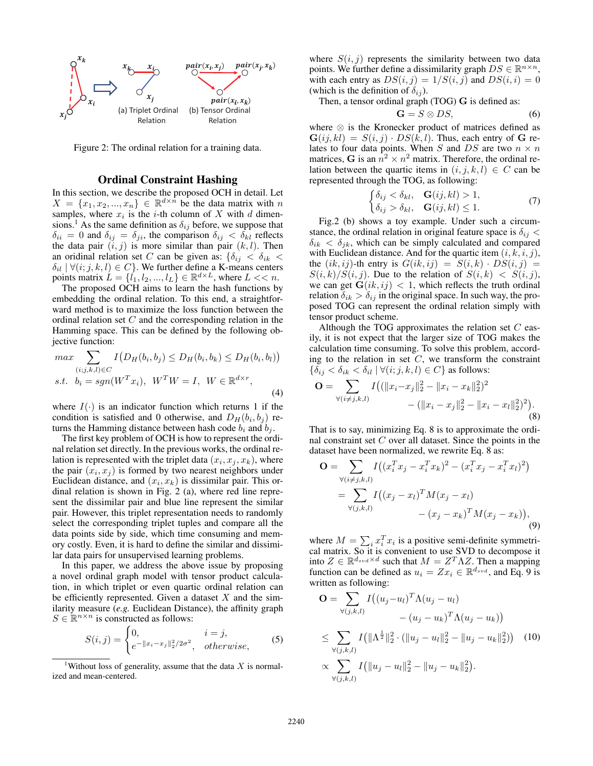Figure 2: The ordinal relation for a training data.

## Ordinal Constraint Hashing

In this section, we describe the proposed OCH in detail. Let $X = \{x_1, x_2, ..., x_n\} \in \mathbb{R}^{d\times n}$ be the data matrix with $n$ samples, where $x_i$ is the $i$-th column of $X$ with $d$ dimensions.[1] As the same definition as $\delta_{ij}$ before, we suppose that $\delta_{ii} = 0$ and $\delta_{ij} = \delta_{ji}$, the comparison $\delta_{ij} < \delta_{kl}$ reflects the data pair $(i, j)$ is more similar than pair $(k, l)$. Then an oridinal relation set $C$ can be given as: $\{\delta_{ij} < \delta_{ik} < \delta_{il} \mid \forall(i; j, k, l) \in C\}$. We further define a K-means centers points matrix $L = \{l_1, l_2, ..., l_L\} \in \mathbb{R}^{d\times L}$, where $L << n$.

The proposed OCH aims to learn the hash functions by embedding the ordinal relation. To this end, a straightforward method is to maximize the loss function between the ordinal relation set $C$ and the corresponding relation in the Hamming space. This can be defined by the following objective function:

$$
\begin{aligned}
max \sum_{(i;j,k,l)\in C} & I\big(D_H(b_i, b_j) \le D_H(b_i, b_k) \le D_H(b_i, b_l)\big) \\
s.t. \;\; & b_i = sgn(W^T x_i), \;\; W^T W = I, \;\; W \in \mathbb{R}^{d\times r},
\end{aligned} \tag{4}
$$

where $I(\cdot)$ is an indicator function which returns 1 if the condition is satisfied and 0 otherwise, and $D_H(b_i, b_j)$ returns the Hamming distance between hash code $b_i$ and $b_j$.

The first key problem of OCH is how to represent the ordinal relation set directly. In the previous works, the ordinal relation is represented with the triplet data $(x_i, x_j, x_k)$, where the pair $(x_i, x_j)$ is formed by two nearest neighbors under Euclidean distance, and $(x_i, x_k)$ is dissimilar pair. This ordinal relation is shown in Fig. 2 (a), where red line represent the dissimilar pair and blue line represent the similar pair. However, this triplet representation needs to randomly select the corresponding triplet tuples and compare all the data points side by side, which time consuming and memory costly. Even, it is hard to define the similar and dissimilar data pairs for unsupervised learning problems.

In this paper, we address the above issue by proposing a novel ordinal graph model with tensor product calculation, in which triplet or even quartic ordinal relation can be efficiently represented. Given a dataset $X$ and the similarity measure (*e.g.* Euclidean Distance), the affinity graph $S \in \mathbb{R}^{n\times n}$ is constructed as follows:

$$
S(i, j) = \begin{cases} 0, & i = j, \\ e^{-\|x_i - x_j\|_2^2/2\sigma^2}, & otherwise, \end{cases} \tag{5}
$$

[1]Without loss of generality, assume that the data $X$ is normalized and mean-centered.

where $S(i, j)$ represents the similarity between two data points. We further define a dissimilarity graph $DS \in \mathbb{R}^{n\times n}$, with each entry as $DS(i, j) = 1/S(i, j)$ and $DS(i, i) = 0$ (which is the definition of $\delta_{ij}$).

Then, a tensor ordinal graph (TOG) $\mathbf{G}$ is defined as:

$$
\mathbf{G} = S \otimes DS, \tag{6}
$$

where $\otimes$ is the Kronecker product of matrices defined as $\mathbf{G}(ij, kl) = S(i, j) \cdot DS(k, l)$. Thus, each entry of $\mathbf{G}$ relates to four data points. When $S$ and $DS$ are two $n \times n$ matrices, $\mathbf{G}$ is an $n^2 \times n^2$ matrix. Therefore, the ordinal relation between the quartic items in $(i, j, k, l) \in C$ can be represented through the TOG, as following:

$$
\begin{cases} \delta_{ij} < \delta_{kl}, & \mathbf{G}(ij, kl) > 1, \\ \delta_{ij} > \delta_{kl}, & \mathbf{G}(ij, kl) \le 1. \end{cases} \tag{7}
$$

Fig.2 (b) shows a toy example. Under such a circumstance, the ordinal relation in original feature space is $\delta_{ij} < \delta_{ik} < \delta_{jk}$, which can be simply calculated and compared with Euclidean distance. And for the quartic item $(i, k, i, j)$, the $(ik, ij)$-th entry is $G(ik, ij) = S(i, k) \cdot DS(i, j) = S(i, k)/S(i, j)$. Due to the relation of $S(i, k) < S(i, j)$, we can get $\mathbf{G}(ik, ij) < 1$, which reflects the truth ordinal relation $\delta_{ik} > \delta_{ij}$ in the original space. In such way, the proposed TOG can represent the ordinal relation simply with tensor product scheme.

Although the TOG approximates the relation set $C$ easily, it is not expect that the larger size of TOG makes the calculation time consuming. To solve this problem, according to the relation in set $C$, we transform the constraint $\{\delta_{ij} < \delta_{ik} < \delta_{il} \mid \forall(i; j, k, l) \in C\}$ as follows:

$$
\begin{aligned}
\mathbf{O} = \sum_{\forall(i\neq j,k,l)} & I\big((\|x_i - x_j\|_2^2 - \|x_i - x_k\|_2^2)^2 \\
& - (\|x_i - x_j\|_2^2 - \|x_i - x_l\|_2^2)^2\big).
\end{aligned} \tag{8}
$$

That is to say, minimizing Eq. 8 is to approximate the ordinal constraint set $C$ over all dataset. Since the points in the dataset have been normalized, we rewrite Eq. 8 as:

$$
\begin{aligned}
\mathbf{O} &= \sum_{\forall(i\neq j,k,l)} I\big((x_i^T x_j - x_i^T x_k)^2 - (x_i^T x_j - x_i^T x_l)^2\big) \\
&= \sum_{\forall(j,k,l)} I\big((x_j - x_l)^T M (x_j - x_l) \\
&\qquad\qquad - (x_j - x_k)^T M (x_j - x_k)\big),
\end{aligned} \tag{9}
$$

where $M = \sum_i x_i^T x_i$ is a positive semi-definite symmetrical matrix. So it is convenient to use SVD to decompose it into $Z \in \mathbb{R}^{d_{svd}\times d}$ such that $M = Z^T \Lambda Z$. Then a mapping function can be defined as $u_i = Z x_i \in \mathbb{R}^{d_{svd}}$, and Eq. 9 is written as following:

$$
\begin{aligned}
\mathbf{O} &= \sum_{\forall(j,k,l)} I\big((u_j - u_l)^T \Lambda (u_j - u_l) \\
&\qquad\qquad - (u_j - u_k)^T \Lambda (u_j - u_k)\big) \\
&\le \sum_{\forall(j,k,l)} I\big(\|\Lambda^{\frac{1}{2}}\|_2^2 \cdot (\|u_j - u_l\|_2^2 - \|u_j - u_k\|_2^2)\big) \\
&\propto \sum_{\forall(j,k,l)} I\big(\|u_j - u_l\|_2^2 - \|u_j - u_k\|_2^2\big).
\end{aligned} \tag{10}
$$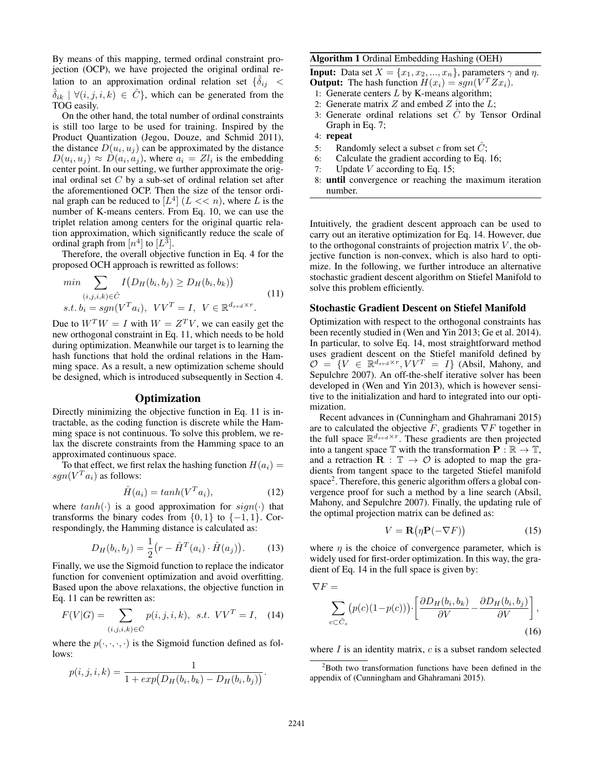By means of this mapping, termed ordinal constraint projection (OCP), we have projected the original ordinal relation to an approximation ordinal relation set $\{\hat{\delta}_{ij} < \hat{\delta}_{ik} \mid \forall(i,j,i,k) \in \hat{C}\}$, which can be generated from the TOG easily.

On the other hand, the total number of ordinal constraints is still too large to be used for training. Inspired by the Product Quantization (Jegou, Douze, and Schmid 2011), the distance $D(u_i, u_j)$ can be approximated by the distance $D(u_i, u_j) \approx D(a_i, a_j)$, where $a_i = Zl_i$ is the embedding center point. In our setting, we further approximate the original ordinal set $C$ by a sub-set of ordinal relation set after the aforementioned OCP. Then the size of the tensor ordinal graph can be reduced to $[L^4]$ ($L << n$), where $L$ is the number of K-means centers. From Eq. 10, we can use the triplet relation among centers for the original quartic relation approximation, which significantly reduce the scale of ordinal graph from $[n^4]$ to $[L^3]$.

Therefore, the overall objective function in Eq. 4 for the proposed OCH approach is rewritted as follows:

$$
\begin{aligned}
min & \sum_{(i,j,i,k)\in\hat{C}} I\big(D_H(b_i, b_j) \geq D_H(b_i, b_k)\big) \\
s.t.\ & b_i = sgn(V^T a_i),\ \ VV^T = I,\ \ V \in \mathbb{R}^{d_{svd}\times r}.
\end{aligned}
\tag{11}
$$

Due to $W^T W = I$ with $W = Z^T V$, we can easily get the new orthogonal constraint in Eq. 11, which needs to be hold during optimization. Meanwhile our target is to learning the hash functions that hold the ordinal relations in the Hamming space. As a result, a new optimization scheme should be designed, which is introduced subsequently in Section 4.

## Optimization

Directly minimizing the objective function in Eq. 11 is intractable, as the coding function is discrete while the Hamming space is not continuous. To solve this problem, we relax the discrete constraints from the Hamming space to an approximated continuous space.

To that effect, we first relax the hashing function $H(a_i) = sgn(V^T a_i)$ as follows:

$$
\hat{H}(a_i) = tanh(V^T a_i), \tag{12}
$$

where $tanh(\cdot)$ is a good approximation for $sign(\cdot)$ that transforms the binary codes from $\{0, 1\}$ to $\{-1, 1\}$. Correspondingly, the Hamming distance is calculated as:

$$
D_H(b_i, b_j) = \frac{1}{2}\big(r - \hat{H}^T(a_i)\cdot\hat{H}(a_j)\big). \tag{13}
$$

Finally, we use the Sigmoid function to replace the indicator function for convenient optimization and avoid overfitting. Based upon the above relaxations, the objective function in Eq. 11 can be rewritten as:

$$
F(V|G) = \sum_{(i,j,i,k)\in\hat{C}} p(i,j,i,k),\ \ s.t.\ VV^T = I, \tag{14}
$$

where the $p(\cdot,\cdot,\cdot,\cdot)$ is the Sigmoid function defined as follows:

$$
p(i,j,i,k) = \frac{1}{1 + exp\big(D_H(b_i, b_k) - D_H(b_i, b_j)\big)}.
$$

**Algorithm 1** Ordinal Embedding Hashing (OEH)

**Input:** Data set $X = \{x_1, x_2, ..., x_n\}$, parameters $\gamma$ and $\eta$.
**Output:** The hash function $H(x_i) = sgn(V^T Z x_i)$.

1: Generate centers $L$ by K-means algorithm;
2: Generate matrix $Z$ and embed $Z$ into the $L$;
3: Generate ordinal relations set $\hat{C}$ by Tensor Ordinal Graph in Eq. 7;
4: **repeat**
5: &nbsp;&nbsp;&nbsp;&nbsp;Randomly select a subset $c$ from set $\hat{C}$;
6: &nbsp;&nbsp;&nbsp;&nbsp;Calculate the gradient according to Eq. 16;
7: &nbsp;&nbsp;&nbsp;&nbsp;Update $V$ according to Eq. 15;
8: **until** convergence or reaching the maximum iteration number.

Intuitively, the gradient descent approach can be used to carry out an iterative optimization for Eq. 14. However, due to the orthogonal constraints of projection matrix $V$, the objective function is non-convex, which is also hard to optimize. In the following, we further introduce an alternative stochastic gradient descent algorithm on Stiefel Manifold to solve this problem efficiently.

### Stochastic Gradient Descent on Stiefel Manifold

Optimization with respect to the orthogonal constraints has been recently studied in (Wen and Yin 2013; Ge et al. 2014). In particular, to solve Eq. 14, most straightforward method uses gradient descent on the Stiefel manifold defined by $\mathcal{O} = \{V \in \mathbb{R}^{d_{svd}\times r}, VV^T = I\}$ (Absil, Mahony, and Sepulchre 2007). An off-the-shelf iterative solver has been developed in (Wen and Yin 2013), which is however sensitive to the initialization and hard to integrated into our optimization.

Recent advances in (Cunningham and Ghahramani 2015) are to calculated the objective $F$, gradients $\nabla F$ together in the full space $\mathbb{R}^{d_{svd}\times r}$. These gradients are then projected into a tangent space $\mathbb{T}$ with the transformation $\mathbf{P} : \mathbb{R} \rightarrow \mathbb{T}$, and a retraction $\mathbf{R} : \mathbb{T} \rightarrow \mathcal{O}$ is adopted to map the gradients from tangent space to the targeted Stiefel manifold space[2]. Therefore, this generic algorithm offers a global convergence proof for such a method by a line search (Absil, Mahony, and Sepulchre 2007). Finally, the updating rule of the optimal projection matrix can be defined as:

$$
V = \mathbf{R}\big(\eta\mathbf{P}(-\nabla F)\big) \tag{15}
$$

where $\eta$ is the choice of convergence parameter, which is widely used for first-order optimization. In this way, the gradient of Eq. 14 in the full space is given by:

$$
\nabla F = \sum_{c\subset\hat{C}_s} \big(p(c)(1-p(c))\big)\cdot\left[\frac{\partial D_H(b_i, b_k)}{\partial V} - \frac{\partial D_H(b_i, b_j)}{\partial V}\right], \tag{16}
$$

where $I$ is an identity matrix, $c$ is a subset random selected

[2] Both two transformation functions have been defined in the appendix of (Cunningham and Ghahramani 2015).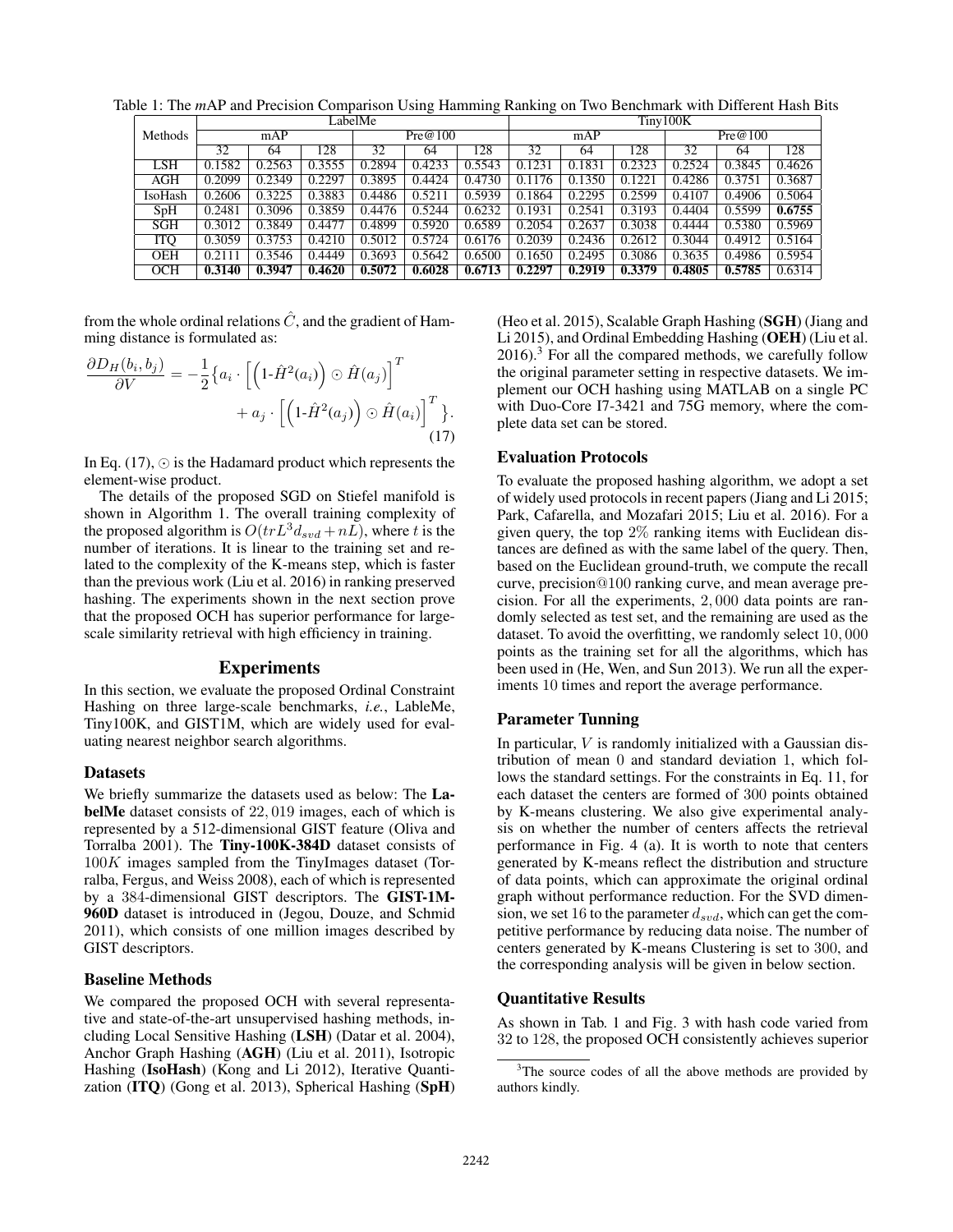Table 1: The *m*AP and Precision Comparison Using Hamming Ranking on Two Benchmark with Different Hash Bits

| Methods | LabelMe | | | | | | Tiny100K | | | | | |
|---|---|---|---|---|---|---|---|---|---|---|---|---|
| | mAP | | | Pre@100 | | | mAP | | | Pre@100 | | |
| | 32 | 64 | 128 | 32 | 64 | 128 | 32 | 64 | 128 | 32 | 64 | 128 |
| LSH | 0.1582 | 0.2563 | 0.3555 | 0.2894 | 0.4233 | 0.5543 | 0.1231 | 0.1831 | 0.2323 | 0.2524 | 0.3845 | 0.4626 |
| AGH | 0.2099 | 0.2349 | 0.2297 | 0.3895 | 0.4424 | 0.4730 | 0.1176 | 0.1350 | 0.1221 | 0.4286 | 0.3751 | 0.3687 |
| IsoHash | 0.2606 | 0.3225 | 0.3883 | 0.4486 | 0.5211 | 0.5939 | 0.1864 | 0.2295 | 0.2599 | 0.4107 | 0.4906 | 0.5064 |
| SpH | 0.2481 | 0.3096 | 0.3859 | 0.4476 | 0.5244 | 0.6232 | 0.1931 | 0.2541 | 0.3193 | 0.4404 | 0.5599 | **0.6755** |
| SGH | 0.3012 | 0.3849 | 0.4477 | 0.4899 | 0.5920 | 0.6589 | 0.2054 | 0.2637 | 0.3038 | 0.4444 | 0.5380 | 0.5969 |
| ITQ | 0.3059 | 0.3753 | 0.4210 | 0.5012 | 0.5724 | 0.6176 | 0.2039 | 0.2436 | 0.2612 | 0.3044 | 0.4912 | 0.5164 |
| OEH | 0.2111 | 0.3546 | 0.4449 | 0.3693 | 0.5642 | 0.6500 | 0.1650 | 0.2495 | 0.3086 | 0.3635 | 0.4986 | 0.5954 |
| OCH | **0.3140** | **0.3947** | **0.4620** | **0.5072** | **0.6028** | **0.6713** | **0.2297** | **0.2919** | **0.3379** | **0.4805** | **0.5785** | 0.6314 |

from the whole ordinal relations $\hat{C}$, and the gradient of Hamming distance is formulated as:

$$\frac{\partial D_H(b_i, b_j)}{\partial V} = -\frac{1}{2}\{a_i \cdot \left[\left(1\text{-}\hat{H}^2(a_i)\right) \odot \hat{H}(a_j)\right]^T + a_j \cdot \left[\left(1\text{-}\hat{H}^2(a_j)\right) \odot \hat{H}(a_i)\right]^T\}. \tag{17}$$

In Eq. (17), $\odot$ is the Hadamard product which represents the element-wise product.

The details of the proposed SGD on Stiefel manifold is shown in Algorithm 1. The overall training complexity of the proposed algorithm is $O(trL^3 d_{svd} + nL)$, where $t$ is the number of iterations. It is linear to the training set and related to the complexity of the K-means step, which is faster than the previous work (Liu et al. 2016) in ranking preserved hashing. The experiments shown in the next section prove that the proposed OCH has superior performance for large-scale similarity retrieval with high efficiency in training.

## Experiments

In this section, we evaluate the proposed Ordinal Constraint Hashing on three large-scale benchmarks, *i.e.*, LableMe, Tiny100K, and GIST1M, which are widely used for evaluating nearest neighbor search algorithms.

### Datasets

We briefly summarize the datasets used as below: The **LabelMe** dataset consists of $22,019$ images, each of which is represented by a 512-dimensional GIST feature (Oliva and Torralba 2001). The **Tiny-100K-384D** dataset consists of $100K$ images sampled from the TinyImages dataset (Torralba, Fergus, and Weiss 2008), each of which is represented by a $384$-dimensional GIST descriptors. The **GIST-1M-960D** dataset is introduced in (Jegou, Douze, and Schmid 2011), which consists of one million images described by GIST descriptors.

### Baseline Methods

We compared the proposed OCH with several representative and state-of-the-art unsupervised hashing methods, including Local Sensitive Hashing (**LSH**) (Datar et al. 2004), Anchor Graph Hashing (**AGH**) (Liu et al. 2011), Isotropic Hashing (**IsoHash**) (Kong and Li 2012), Iterative Quantization (**ITQ**) (Gong et al. 2013), Spherical Hashing (**SpH**) (Heo et al. 2015), Scalable Graph Hashing (**SGH**) (Jiang and Li 2015), and Ordinal Embedding Hashing (**OEH**) (Liu et al. 2016).[3] For all the compared methods, we carefully follow the original parameter setting in respective datasets. We implement our OCH hashing using MATLAB on a single PC with Duo-Core I7-3421 and 75G memory, where the complete data set can be stored.

### Evaluation Protocols

To evaluate the proposed hashing algorithm, we adopt a set of widely used protocols in recent papers (Jiang and Li 2015; Park, Cafarella, and Mozafari 2015; Liu et al. 2016). For a given query, the top $2\%$ ranking items with Euclidean distances are defined as with the same label of the query. Then, based on the Euclidean ground-truth, we compute the recall curve, precision@100 ranking curve, and mean average precision. For all the experiments, $2,000$ data points are randomly selected as test set, and the remaining are used as the dataset. To avoid the overfitting, we randomly select $10,000$ points as the training set for all the algorithms, which has been used in (He, Wen, and Sun 2013). We run all the experiments $10$ times and report the average performance.

### Parameter Tunning

In particular, $V$ is randomly initialized with a Gaussian distribution of mean $0$ and standard deviation $1$, which follows the standard settings. For the constraints in Eq. 11, for each dataset the centers are formed of $300$ points obtained by K-means clustering. We also give experimental analysis on whether the number of centers affects the retrieval performance in Fig. 4 (a). It is worth to note that centers generated by K-means reflect the distribution and structure of data points, which can approximate the original ordinal graph without performance reduction. For the SVD dimension, we set $16$ to the parameter $d_{svd}$, which can get the competitive performance by reducing data noise. The number of centers generated by K-means Clustering is set to $300$, and the corresponding analysis will be given in below section.

### Quantitative Results

As shown in Tab. 1 and Fig. 3 with hash code varied from $32$ to $128$, the proposed OCH consistently achieves superior

[3] The source codes of all the above methods are provided by authors kindly.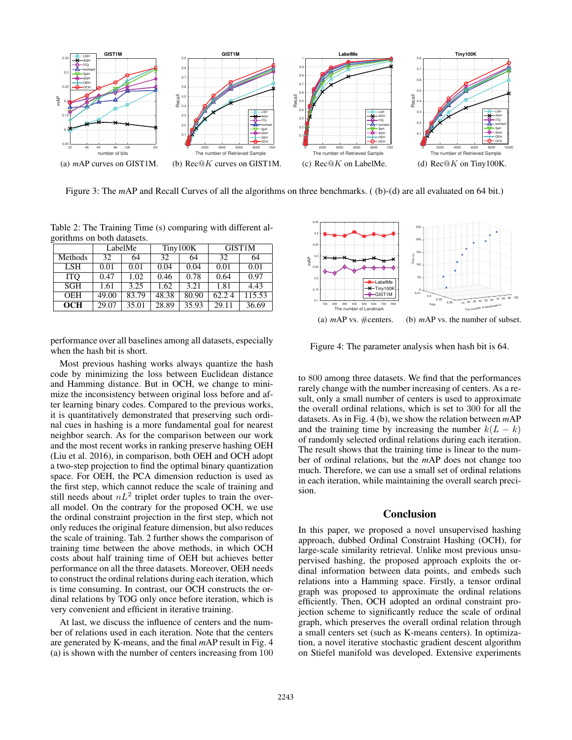(a) *m*AP curves on GIST1M. (b) Rec@$K$ curves on GIST1M. (c) Rec@$K$ on LabelMe. (d) Rec@$K$ on Tiny100K.

Figure 3: The *m*AP and Recall Curves of all the algorithms on three benchmarks. ( (b)-(d) are all evaluated on 64 bit.)

Table 2: The Training Time (s) comparing with different algorithms on both datasets.

| | LabelMe | | Tiny100K | | GIST1M | |
|---|---|---|---|---|---|---|
| Methods | 32 | 64 | 32 | 64 | 32 | 64 |
| LSH | 0.01 | 0.01 | 0.04 | 0.04 | 0.01 | 0.01 |
| ITQ | 0.47 | 1.02 | 0.46 | 0.78 | 0.64 | 0.97 |
| SGH | 1.61 | 3.25 | 1.62 | 3.21 | 1.81 | 4.43 |
| OEH | 49.00 | 83.79 | 48.38 | 80.90 | 62.2 4 | 115.53 |
| **OCH** | 29.07 | 35.01 | 28.89 | 35.93 | 29.11 | 36.69 |

performance over all baselines among all datasets, especially when the hash bit is short.

Most previous hashing works always quantize the hash code by minimizing the loss between Euclidean distance and Hamming distance. But in OCH, we change to minimize the inconsistency between original loss before and after learning binary codes. Compared to the previous works, it is quantitatively demonstrated that preserving such ordinal cues in hashing is a more fundamental goal for nearest neighbor search. As for the comparison between our work and the most recent works in ranking preserve hashing OEH (Liu et al. 2016), in comparison, both OEH and OCH adopt a two-step projection to find the optimal binary quantization space. For OEH, the PCA dimension reduction is used as the first step, which cannot reduce the scale of training and still needs about $nL^2$ triplet order tuples to train the overall model. On the contrary for the proposed OCH, we use the ordinal constraint projection in the first step, which not only reduces the original feature dimension, but also reduces the scale of training. Tab. 2 further shows the comparison of training time between the above methods, in which OCH costs about half training time of OEH but achieves better performance on all the three datasets. Moreover, OEH needs to construct the ordinal relations during each iteration, which is time consuming. In contrast, our OCH constructs the ordinal relations by TOG only once before iteration, which is very convenient and efficient in iterative training.

At last, we discuss the influence of centers and the number of relations used in each iteration. Note that the centers are generated by K-means, and the final *m*AP result in Fig. 4 (a) is shown with the number of centers increasing from 100 to 800 among three datasets. We find that the performances rarely change with the number increasing of centers. As a result, only a small number of centers is used to approximate the overall ordinal relations, which is set to 300 for all the datasets. As in Fig. 4 (b), we show the relation between *m*AP and the training time by increasing the number $k(L-k)$ of randomly selected ordinal relations during each iteration. The result shows that the training time is linear to the number of ordinal relations, but the *m*AP does not change too much. Therefore, we can use a small set of ordinal relations in each iteration, while maintaining the overall search precision.

(a) *m*AP vs. #centers. (b) *m*AP vs. the number of subset.

Figure 4: The parameter analysis when hash bit is 64.

## Conclusion

In this paper, we proposed a novel unsupervised hashing approach, dubbed Ordinal Constraint Hashing (OCH), for large-scale similarity retrieval. Unlike most previous unsupervised hashing, the proposed approach exploits the ordinal information between data points, and embeds such relations into a Hamming space. Firstly, a tensor ordinal graph was proposed to approximate the ordinal relations efficiently. Then, OCH adopted an ordinal constraint projection scheme to significantly reduce the scale of ordinal graph, which preserves the overall ordinal relation through a small centers set (such as K-means centers). In optimization, a novel iterative stochastic gradient descent algorithm on Stiefel manifold was developed. Extensive experiments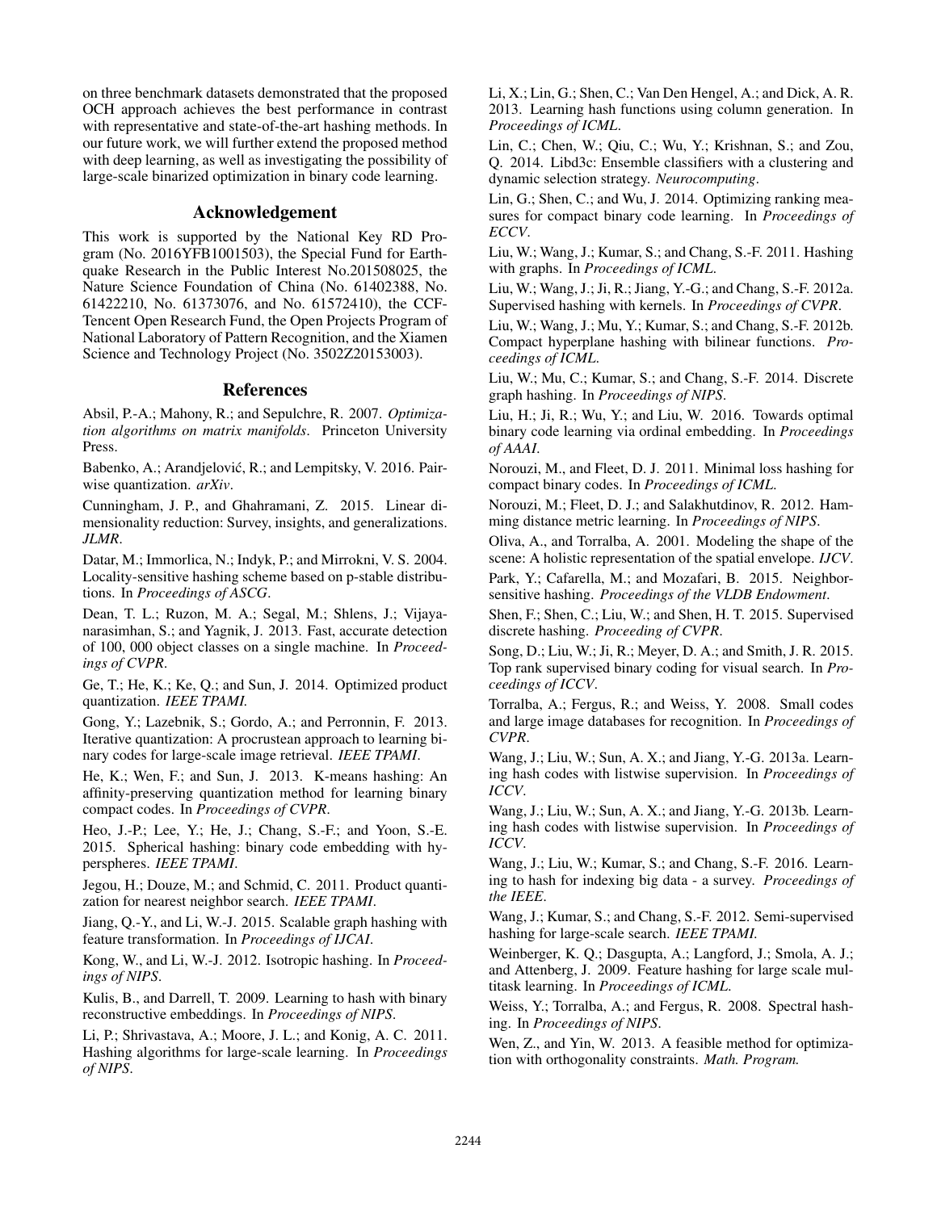on three benchmark datasets demonstrated that the proposed OCH approach achieves the best performance in contrast with representative and state-of-the-art hashing methods. In our future work, we will further extend the proposed method with deep learning, as well as investigating the possibility of large-scale binarized optimization in binary code learning.

## Acknowledgement

This work is supported by the National Key RD Program (No. 2016YFB1001503), the Special Fund for Earthquake Research in the Public Interest No.201508025, the Nature Science Foundation of China (No. 61402388, No. 61422210, No. 61373076, and No. 61572410), the CCF-Tencent Open Research Fund, the Open Projects Program of National Laboratory of Pattern Recognition, and the Xiamen Science and Technology Project (No. 3502Z20153003).

## References

Absil, P.-A.; Mahony, R.; and Sepulchre, R. 2007. *Optimization algorithms on matrix manifolds*. Princeton University Press.

Babenko, A.; Arandjelović, R.; and Lempitsky, V. 2016. Pairwise quantization. *arXiv*.

Cunningham, J. P., and Ghahramani, Z. 2015. Linear dimensionality reduction: Survey, insights, and generalizations. *JLMR*.

Datar, M.; Immorlica, N.; Indyk, P.; and Mirrokni, V. S. 2004. Locality-sensitive hashing scheme based on p-stable distributions. In *Proceedings of ASCG*.

Dean, T. L.; Ruzon, M. A.; Segal, M.; Shlens, J.; Vijayanarasimhan, S.; and Yagnik, J. 2013. Fast, accurate detection of 100, 000 object classes on a single machine. In *Proceedings of CVPR*.

Ge, T.; He, K.; Ke, Q.; and Sun, J. 2014. Optimized product quantization. *IEEE TPAMI*.

Gong, Y.; Lazebnik, S.; Gordo, A.; and Perronnin, F. 2013. Iterative quantization: A procrustean approach to learning binary codes for large-scale image retrieval. *IEEE TPAMI*.

He, K.; Wen, F.; and Sun, J. 2013. K-means hashing: An affinity-preserving quantization method for learning binary compact codes. In *Proceedings of CVPR*.

Heo, J.-P.; Lee, Y.; He, J.; Chang, S.-F.; and Yoon, S.-E. 2015. Spherical hashing: binary code embedding with hyperspheres. *IEEE TPAMI*.

Jegou, H.; Douze, M.; and Schmid, C. 2011. Product quantization for nearest neighbor search. *IEEE TPAMI*.

Jiang, Q.-Y., and Li, W.-J. 2015. Scalable graph hashing with feature transformation. In *Proceedings of IJCAI*.

Kong, W., and Li, W.-J. 2012. Isotropic hashing. In *Proceedings of NIPS*.

Kulis, B., and Darrell, T. 2009. Learning to hash with binary reconstructive embeddings. In *Proceedings of NIPS*.

Li, P.; Shrivastava, A.; Moore, J. L.; and Konig, A. C. 2011. Hashing algorithms for large-scale learning. In *Proceedings of NIPS*.

Li, X.; Lin, G.; Shen, C.; Van Den Hengel, A.; and Dick, A. R. 2013. Learning hash functions using column generation. In *Proceedings of ICML*.

Lin, C.; Chen, W.; Qiu, C.; Wu, Y.; Krishnan, S.; and Zou, Q. 2014. Libd3c: Ensemble classifiers with a clustering and dynamic selection strategy. *Neurocomputing*.

Lin, G.; Shen, C.; and Wu, J. 2014. Optimizing ranking measures for compact binary code learning. In *Proceedings of ECCV*.

Liu, W.; Wang, J.; Kumar, S.; and Chang, S.-F. 2011. Hashing with graphs. In *Proceedings of ICML*.

Liu, W.; Wang, J.; Ji, R.; Jiang, Y.-G.; and Chang, S.-F. 2012a. Supervised hashing with kernels. In *Proceedings of CVPR*.

Liu, W.; Wang, J.; Mu, Y.; Kumar, S.; and Chang, S.-F. 2012b. Compact hyperplane hashing with bilinear functions. *Proceedings of ICML*.

Liu, W.; Mu, C.; Kumar, S.; and Chang, S.-F. 2014. Discrete graph hashing. In *Proceedings of NIPS*.

Liu, H.; Ji, R.; Wu, Y.; and Liu, W. 2016. Towards optimal binary code learning via ordinal embedding. In *Proceedings of AAAI*.

Norouzi, M., and Fleet, D. J. 2011. Minimal loss hashing for compact binary codes. In *Proceedings of ICML*.

Norouzi, M.; Fleet, D. J.; and Salakhutdinov, R. 2012. Hamming distance metric learning. In *Proceedings of NIPS*.

Oliva, A., and Torralba, A. 2001. Modeling the shape of the scene: A holistic representation of the spatial envelope. *IJCV*.

Park, Y.; Cafarella, M.; and Mozafari, B. 2015. Neighbor-sensitive hashing. *Proceedings of the VLDB Endowment*.

Shen, F.; Shen, C.; Liu, W.; and Shen, H. T. 2015. Supervised discrete hashing. *Proceeding of CVPR*.

Song, D.; Liu, W.; Ji, R.; Meyer, D. A.; and Smith, J. R. 2015. Top rank supervised binary coding for visual search. In *Proceedings of ICCV*.

Torralba, A.; Fergus, R.; and Weiss, Y. 2008. Small codes and large image databases for recognition. In *Proceedings of CVPR*.

Wang, J.; Liu, W.; Sun, A. X.; and Jiang, Y.-G. 2013a. Learning hash codes with listwise supervision. In *Proceedings of ICCV*.

Wang, J.; Liu, W.; Sun, A. X.; and Jiang, Y.-G. 2013b. Learning hash codes with listwise supervision. In *Proceedings of ICCV*.

Wang, J.; Liu, W.; Kumar, S.; and Chang, S.-F. 2016. Learning to hash for indexing big data - a survey. *Proceedings of the IEEE*.

Wang, J.; Kumar, S.; and Chang, S.-F. 2012. Semi-supervised hashing for large-scale search. *IEEE TPAMI*.

Weinberger, K. Q.; Dasgupta, A.; Langford, J.; Smola, A. J.; and Attenberg, J. 2009. Feature hashing for large scale multitask learning. In *Proceedings of ICML*.

Weiss, Y.; Torralba, A.; and Fergus, R. 2008. Spectral hashing. In *Proceedings of NIPS*.

Wen, Z., and Yin, W. 2013. A feasible method for optimization with orthogonality constraints. *Math. Program.*